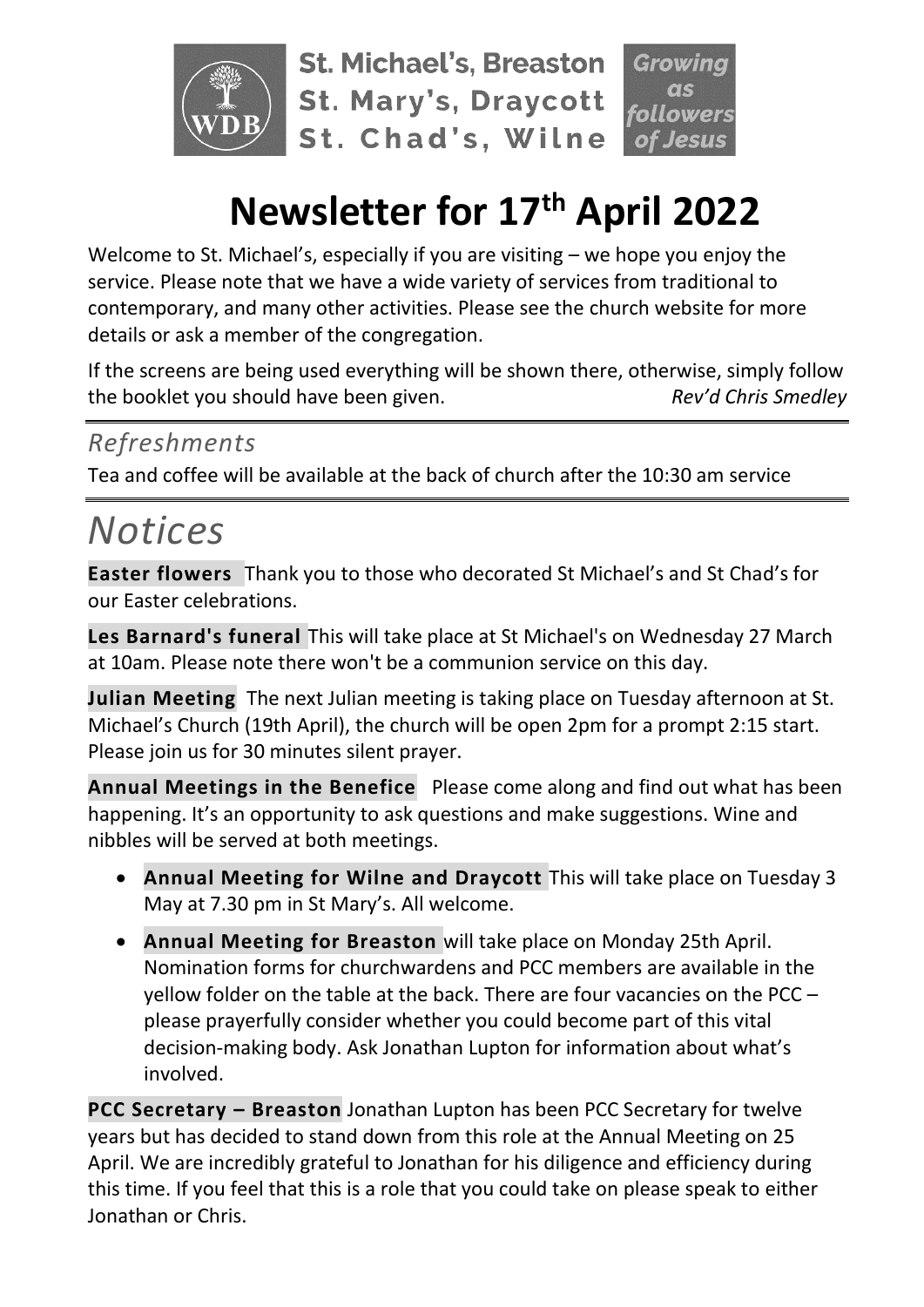St. Michael's, Breaston
St. Mary's, Draycott
St. Chad's, Wilne

*Growing as followers of Jesus*

# Newsletter for 17th April 2022

Welcome to St. Michael's, especially if you are visiting – we hope you enjoy the service. Please note that we have a wide variety of services from traditional to contemporary, and many other activities. Please see the church website for more details or ask a member of the congregation.

If the screens are being used everything will be shown there, otherwise, simply follow the booklet you should have been given. *Rev'd Chris Smedley*

## *Refreshments*

Tea and coffee will be available at the back of church after the 10:30 am service

# *Notices*

**Easter flowers** Thank you to those who decorated St Michael's and St Chad's for our Easter celebrations.

**Les Barnard's funeral** This will take place at St Michael's on Wednesday 27 March at 10am. Please note there won't be a communion service on this day.

**Julian Meeting** The next Julian meeting is taking place on Tuesday afternoon at St. Michael's Church (19th April), the church will be open 2pm for a prompt 2:15 start. Please join us for 30 minutes silent prayer.

**Annual Meetings in the Benefice** Please come along and find out what has been happening. It's an opportunity to ask questions and make suggestions. Wine and nibbles will be served at both meetings.

- **Annual Meeting for Wilne and Draycott** This will take place on Tuesday 3 May at 7.30 pm in St Mary's. All welcome.
- **Annual Meeting for Breaston** will take place on Monday 25th April. Nomination forms for churchwardens and PCC members are available in the yellow folder on the table at the back. There are four vacancies on the PCC – please prayerfully consider whether you could become part of this vital decision-making body. Ask Jonathan Lupton for information about what's involved.

**PCC Secretary – Breaston** Jonathan Lupton has been PCC Secretary for twelve years but has decided to stand down from this role at the Annual Meeting on 25 April. We are incredibly grateful to Jonathan for his diligence and efficiency during this time. If you feel that this is a role that you could take on please speak to either Jonathan or Chris.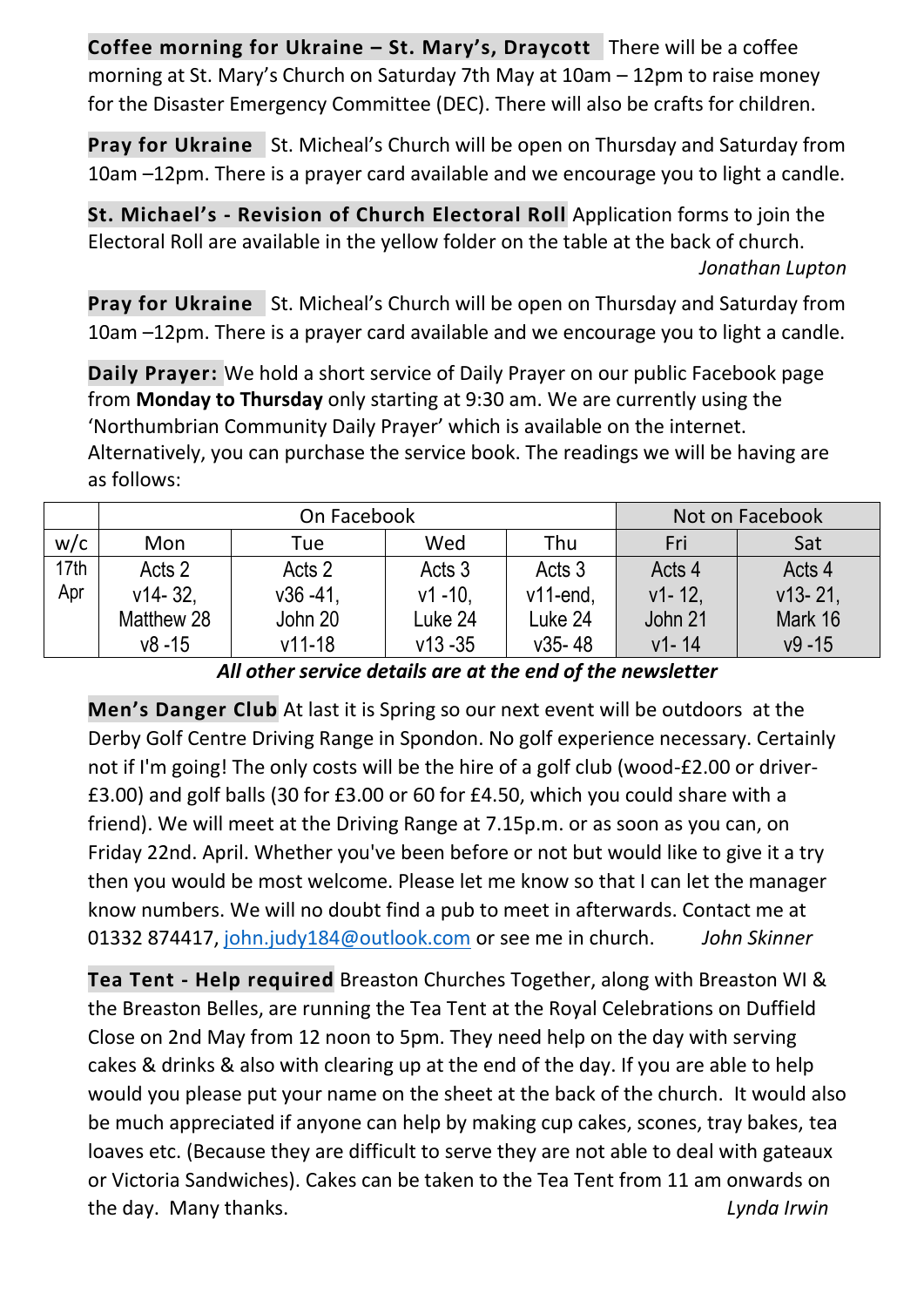**Coffee morning for Ukraine – St. Mary's, Draycott** There will be a coffee morning at St. Mary's Church on Saturday 7th May at 10am – 12pm to raise money for the Disaster Emergency Committee (DEC). There will also be crafts for children.

**Pray for Ukraine** St. Micheal's Church will be open on Thursday and Saturday from 10am –12pm. There is a prayer card available and we encourage you to light a candle.

**St. Michael's - Revision of Church Electoral Roll** Application forms to join the Electoral Roll are available in the yellow folder on the table at the back of church.

*Jonathan Lupton*

**Pray for Ukraine** St. Micheal's Church will be open on Thursday and Saturday from 10am –12pm. There is a prayer card available and we encourage you to light a candle.

**Daily Prayer:** We hold a short service of Daily Prayer on our public Facebook page from **Monday to Thursday** only starting at 9:30 am. We are currently using the 'Northumbrian Community Daily Prayer' which is available on the internet. Alternatively, you can purchase the service book. The readings we will be having are as follows:

| | On Facebook | | | | Not on Facebook | |
|---|---|---|---|---|---|---|
| w/c | Mon | Tue | Wed | Thu | Fri | Sat |
| 17th Apr | Acts 2 v14- 32, Matthew 28 v8 -15 | Acts 2 v36 -41, John 20 v11-18 | Acts 3 v1 -10, Luke 24 v13 -35 | Acts 3 v11-end, Luke 24 v35- 48 | Acts 4 v1- 12, John 21 v1- 14 | Acts 4 v13- 21, Mark 16 v9 -15 |

***All other service details are at the end of the newsletter***

**Men's Danger Club** At last it is Spring so our next event will be outdoors at the Derby Golf Centre Driving Range in Spondon. No golf experience necessary. Certainly not if I'm going! The only costs will be the hire of a golf club (wood-£2.00 or driver-£3.00) and golf balls (30 for £3.00 or 60 for £4.50, which you could share with a friend). We will meet at the Driving Range at 7.15p.m. or as soon as you can, on Friday 22nd. April. Whether you've been before or not but would like to give it a try then you would be most welcome. Please let me know so that I can let the manager know numbers. We will no doubt find a pub to meet in afterwards. Contact me at 01332 874417, john.judy184@outlook.com or see me in church. *John Skinner*

**Tea Tent - Help required** Breaston Churches Together, along with Breaston WI & the Breaston Belles, are running the Tea Tent at the Royal Celebrations on Duffield Close on 2nd May from 12 noon to 5pm. They need help on the day with serving cakes & drinks & also with clearing up at the end of the day. If you are able to help would you please put your name on the sheet at the back of the church. It would also be much appreciated if anyone can help by making cup cakes, scones, tray bakes, tea loaves etc. (Because they are difficult to serve they are not able to deal with gateaux or Victoria Sandwiches). Cakes can be taken to the Tea Tent from 11 am onwards on the day. Many thanks. *Lynda Irwin*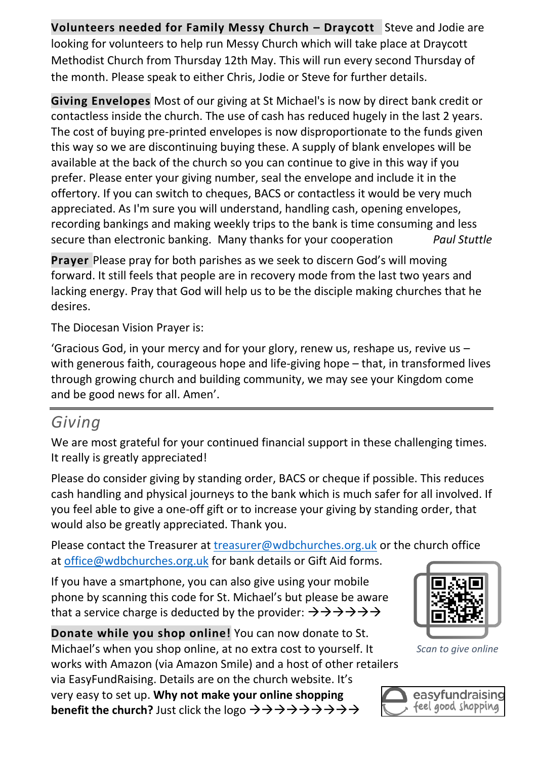**Volunteers needed for Family Messy Church – Draycott** Steve and Jodie are looking for volunteers to help run Messy Church which will take place at Draycott Methodist Church from Thursday 12th May. This will run every second Thursday of the month. Please speak to either Chris, Jodie or Steve for further details.

**Giving Envelopes** Most of our giving at St Michael's is now by direct bank credit or contactless inside the church. The use of cash has reduced hugely in the last 2 years. The cost of buying pre-printed envelopes is now disproportionate to the funds given this way so we are discontinuing buying these. A supply of blank envelopes will be available at the back of the church so you can continue to give in this way if you prefer. Please enter your giving number, seal the envelope and include it in the offertory. If you can switch to cheques, BACS or contactless it would be very much appreciated. As I'm sure you will understand, handling cash, opening envelopes, recording bankings and making weekly trips to the bank is time consuming and less secure than electronic banking. Many thanks for your cooperation *Paul Stuttle*

**Prayer** Please pray for both parishes as we seek to discern God's will moving forward. It still feels that people are in recovery mode from the last two years and lacking energy. Pray that God will help us to be the disciple making churches that he desires.

The Diocesan Vision Prayer is:

'Gracious God, in your mercy and for your glory, renew us, reshape us, revive us – with generous faith, courageous hope and life-giving hope – that, in transformed lives through growing church and building community, we may see your Kingdom come and be good news for all. Amen'.

---

## Giving

We are most grateful for your continued financial support in these challenging times. It really is greatly appreciated!

Please do consider giving by standing order, BACS or cheque if possible. This reduces cash handling and physical journeys to the bank which is much safer for all involved. If you feel able to give a one-off gift or to increase your giving by standing order, that would also be greatly appreciated. Thank you.

Please contact the Treasurer at treasurer@wdbchurches.org.uk or the church office at office@wdbchurches.org.uk for bank details or Gift Aid forms.

If you have a smartphone, you can also give using your mobile phone by scanning this code for St. Michael's but please be aware that a service charge is deducted by the provider: →→→→→→

*Scan to give online*

**Donate while you shop online!** You can now donate to St. Michael's when you shop online, at no extra cost to yourself. It works with Amazon (via Amazon Smile) and a host of other retailers via EasyFundRaising. Details are on the church website. It's very easy to set up. **Why not make your online shopping benefit the church?** Just click the logo →→→→→→→→→

easyfundraising feel good shopping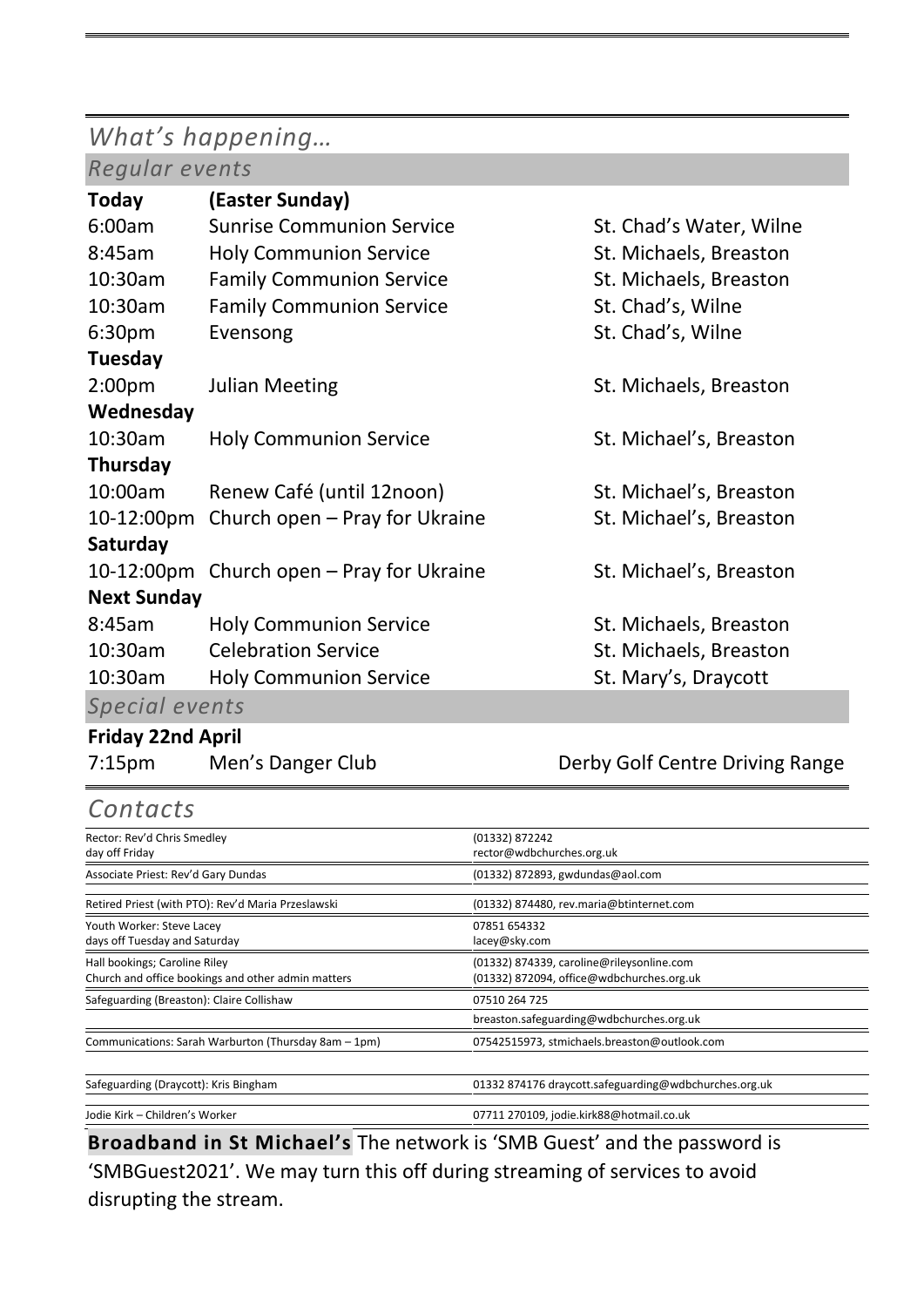## *What's happening…*

### *Regular events*

| | | |
|---|---|---|
| **Today** | **(Easter Sunday)** | |
| 6:00am | Sunrise Communion Service | St. Chad's Water, Wilne |
| 8:45am | Holy Communion Service | St. Michaels, Breaston |
| 10:30am | Family Communion Service | St. Michaels, Breaston |
| 10:30am | Family Communion Service | St. Chad's, Wilne |
| 6:30pm | Evensong | St. Chad's, Wilne |
| **Tuesday** | | |
| 2:00pm | Julian Meeting | St. Michaels, Breaston |
| **Wednesday** | | |
| 10:30am | Holy Communion Service | St. Michael's, Breaston |
| **Thursday** | | |
| 10:00am | Renew Café (until 12noon) | St. Michael's, Breaston |
| 10-12:00pm | Church open – Pray for Ukraine | St. Michael's, Breaston |
| **Saturday** | | |
| 10-12:00pm | Church open – Pray for Ukraine | St. Michael's, Breaston |
| **Next Sunday** | | |
| 8:45am | Holy Communion Service | St. Michaels, Breaston |
| 10:30am | Celebration Service | St. Michaels, Breaston |
| 10:30am | Holy Communion Service | St. Mary's, Draycott |

### *Special events*

| | | |
|---|---|---|
| **Friday 22nd April** | | |
| 7:15pm | Men's Danger Club | Derby Golf Centre Driving Range |

## *Contacts*

| | |
|---|---|
| Rector: Rev'd Chris Smedley<br>day off Friday | (01332) 872242<br>rector@wdbchurches.org.uk |
| Associate Priest: Rev'd Gary Dundas | (01332) 872893, gwdundas@aol.com |
| Retired Priest (with PTO): Rev'd Maria Przeslawski | (01332) 874480, rev.maria@btinternet.com |
| Youth Worker: Steve Lacey<br>days off Tuesday and Saturday | 07851 654332<br>lacey@sky.com |
| Hall bookings; Caroline Riley<br>Church and office bookings and other admin matters | (01332) 874339, caroline@rileysonline.com<br>(01332) 872094, office@wdbchurches.org.uk |
| Safeguarding (Breaston): Claire Collishaw | 07510 264 725 |
| | breaston.safeguarding@wdbchurches.org.uk |
| Communications: Sarah Warburton (Thursday 8am – 1pm) | 07542515973, stmichaels.breaston@outlook.com |
| Safeguarding (Draycott): Kris Bingham | 01332 874176 draycott.safeguarding@wdbchurches.org.uk |
| Jodie Kirk – Children's Worker | 07711 270109, jodie.kirk88@hotmail.co.uk |

**Broadband in St Michael's** The network is 'SMB Guest' and the password is 'SMBGuest2021'. We may turn this off during streaming of services to avoid disrupting the stream.